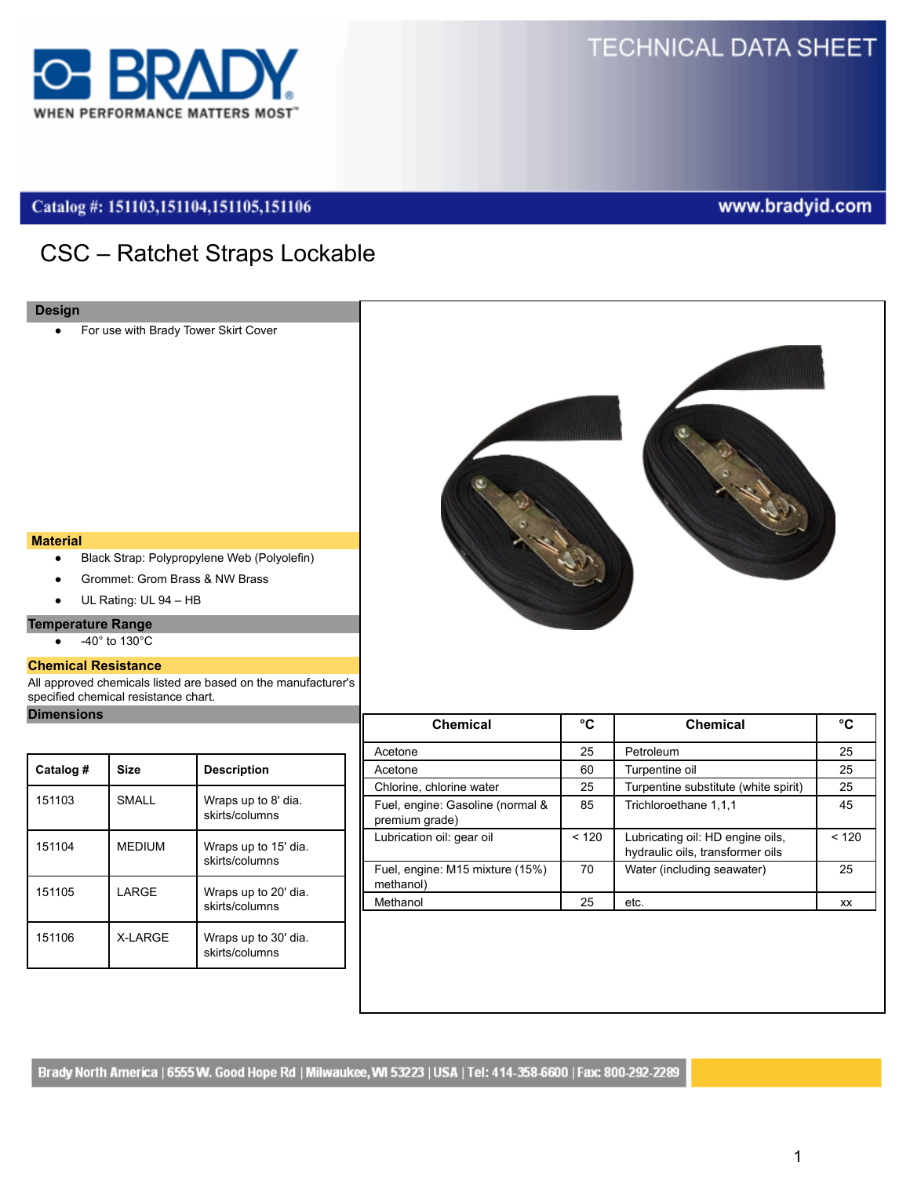# TECHNICAL DATA SHEET

**Catalog #: 151103,151104,151105,151106** — www.bradyid.com

## CSC – Ratchet Straps Lockable

### Design

- For use with Brady Tower Skirt Cover

### Material

- Black Strap: Polypropylene Web (Polyolefin)
- Grommet: Grom Brass & NW Brass
- UL Rating: UL 94 – HB

### Temperature Range

- -40° to 130°C

### Chemical Resistance

All approved chemicals listed are based on the manufacturer's specified chemical resistance chart.

| Chemical | °C | Chemical | °C |
|---|---|---|---|
| Acetone | 25 | Petroleum | 25 |
| Acetone | 60 | Turpentine oil | 25 |
| Chlorine, chlorine water | 25 | Turpentine substitute (white spirit) | 25 |
| Fuel, engine: Gasoline (normal & premium grade) | 85 | Trichloroethane 1,1,1 | 45 |
| Lubrication oil: gear oil | < 120 | Lubricating oil: HD engine oils, hydraulic oils, transformer oils | < 120 |
| Fuel, engine: M15 mixture (15%) methanol) | 70 | Water (including seawater) | 25 |
| Methanol | 25 | etc. | xx |

### Dimensions

| Catalog # | Size | Description |
|---|---|---|
| 151103 | SMALL | Wraps up to 8' dia. skirts/columns |
| 151104 | MEDIUM | Wraps up to 15' dia. skirts/columns |
| 151105 | LARGE | Wraps up to 20' dia. skirts/columns |
| 151106 | X-LARGE | Wraps up to 30' dia. skirts/columns |

Brady North America | 6555 W. Good Hope Rd | Milwaukee, WI 53223 | USA | Tel: 414-358-6600 | Fax: 800-292-2289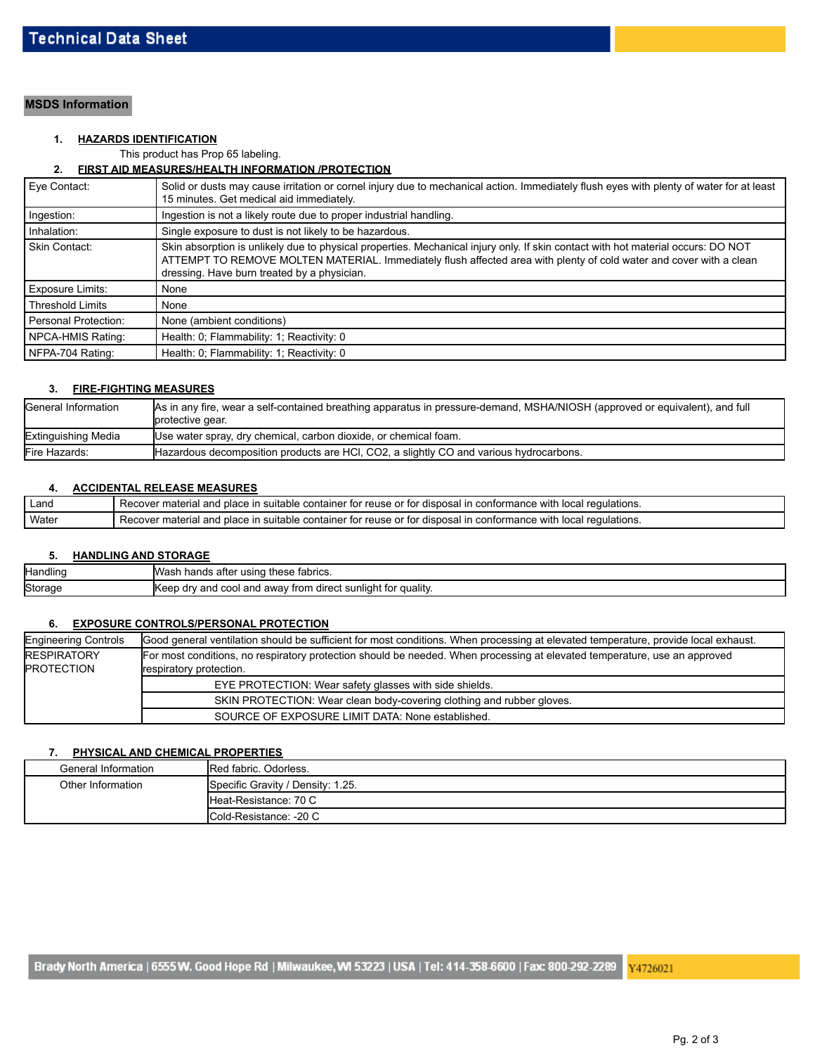# Technical Data Sheet

## MSDS Information

### 1. HAZARDS IDENTIFICATION

This product has Prop 65 labeling.

### 2. FIRST AID MEASURES/HEALTH INFORMATION /PROTECTION

| | |
|---|---|
| Eye Contact: | Solid or dusts may cause irritation or cornel injury due to mechanical action. Immediately flush eyes with plenty of water for at least 15 minutes. Get medical aid immediately. |
| Ingestion: | Ingestion is not a likely route due to proper industrial handling. |
| Inhalation: | Single exposure to dust is not likely to be hazardous. |
| Skin Contact: | Skin absorption is unlikely due to physical properties. Mechanical injury only. If skin contact with hot material occurs: DO NOT ATTEMPT TO REMOVE MOLTEN MATERIAL. Immediately flush affected area with plenty of cold water and cover with a clean dressing. Have burn treated by a physician. |
| Exposure Limits: | None |
| Threshold Limits | None |
| Personal Protection: | None (ambient conditions) |
| NPCA-HMIS Rating: | Health: 0; Flammability: 1; Reactivity: 0 |
| NFPA-704 Rating: | Health: 0; Flammability: 1; Reactivity: 0 |

### 3. FIRE-FIGHTING MEASURES

| | |
|---|---|
| General Information | As in any fire, wear a self-contained breathing apparatus in pressure-demand, MSHA/NIOSH (approved or equivalent), and full protective gear. |
| Extinguishing Media | Use water spray, dry chemical, carbon dioxide, or chemical foam. |
| Fire Hazards: | Hazardous decomposition products are HCl, $CO_2$, a slightly CO and various hydrocarbons. |

### 4. ACCIDENTAL RELEASE MEASURES

| | |
|---|---|
| Land | Recover material and place in suitable container for reuse or for disposal in conformance with local regulations. |
| Water | Recover material and place in suitable container for reuse or for disposal in conformance with local regulations. |

### 5. HANDLING AND STORAGE

| | |
|---|---|
| Handling | Wash hands after using these fabrics. |
| Storage | Keep dry and cool and away from direct sunlight for quality. |

### 6. EXPOSURE CONTROLS/PERSONAL PROTECTION

| | |
|---|---|
| Engineering Controls | Good general ventilation should be sufficient for most conditions. When processing at elevated temperature, provide local exhaust. |
| RESPIRATORY PROTECTION | For most conditions, no respiratory protection should be needed. When processing at elevated temperature, use an approved respiratory protection. |
| | EYE PROTECTION: Wear safety glasses with side shields. |
| | SKIN PROTECTION: Wear clean body-covering clothing and rubber gloves. |
| | SOURCE OF EXPOSURE LIMIT DATA: None established. |

### 7. PHYSICAL AND CHEMICAL PROPERTIES

| | |
|---|---|
| General Information | Red fabric. Odorless. |
| Other Information | Specific Gravity / Density: 1.25. |
| | Heat-Resistance: 70 C |
| | Cold-Resistance: -20 C |

Brady North America | 6555 W. Good Hope Rd | Milwaukee, WI 53223 | USA | Tel: 414-358-6600 | Fax: 800-292-2289 Y4726021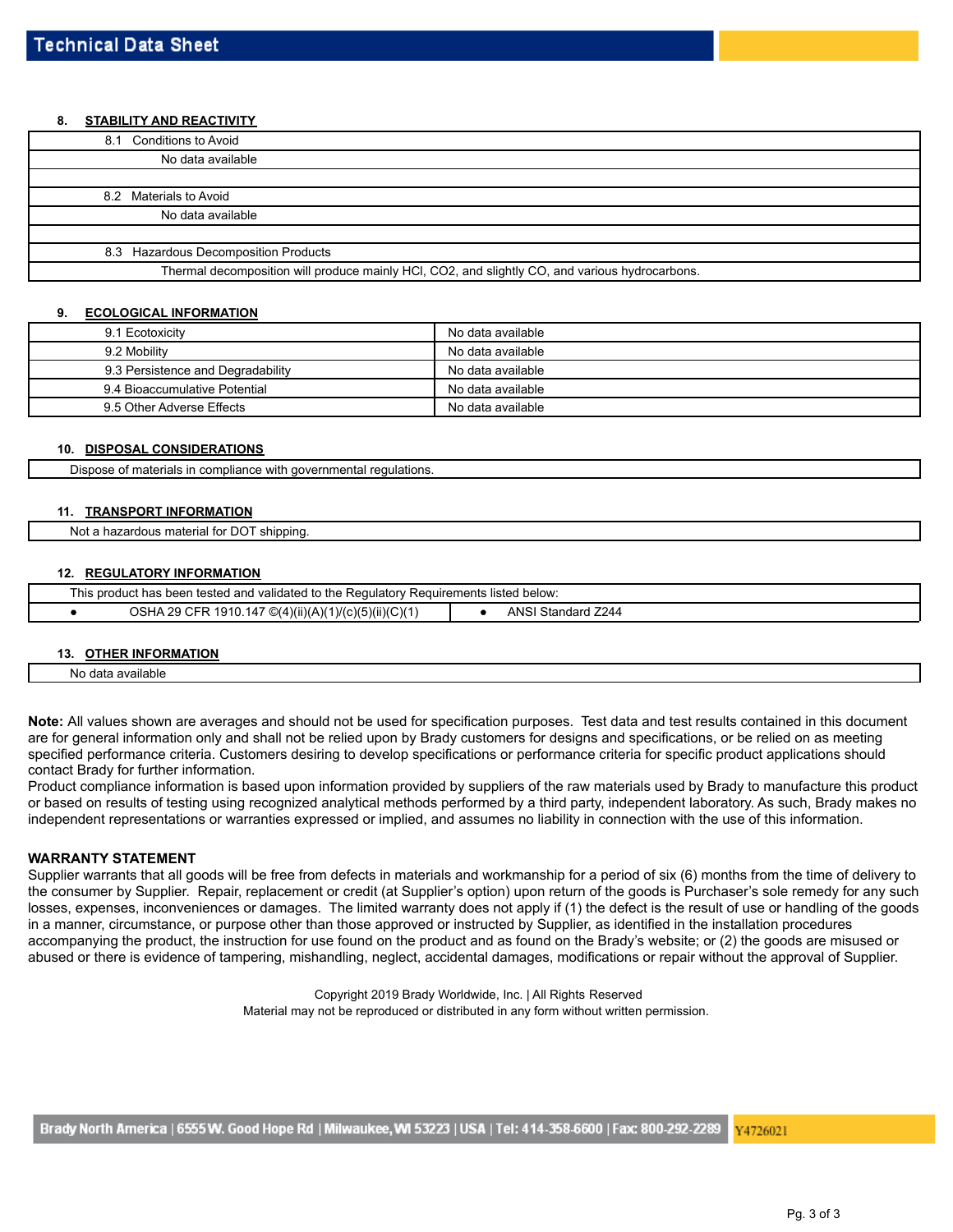### 8. STABILITY AND REACTIVITY

| |
|---|
| 8.1 Conditions to Avoid |
| No data available |
| |
| 8.2 Materials to Avoid |
| No data available |
| |
| 8.3 Hazardous Decomposition Products |
| Thermal decomposition will produce mainly HCl, $CO_2$, and slightly CO, and various hydrocarbons. |

### 9. ECOLOGICAL INFORMATION

| | |
|---|---|
| 9.1 Ecotoxicity | No data available |
| 9.2 Mobility | No data available |
| 9.3 Persistence and Degradability | No data available |
| 9.4 Bioaccumulative Potential | No data available |
| 9.5 Other Adverse Effects | No data available |

### 10. DISPOSAL CONSIDERATIONS

Dispose of materials in compliance with governmental regulations.

### 11. TRANSPORT INFORMATION

Not a hazardous material for DOT shipping.

### 12. REGULATORY INFORMATION

This product has been tested and validated to the Regulatory Requirements listed below:

- OSHA 29 CFR 1910.147 ©(4)(ii)(A)(1)/(c)(5)(ii)(C)(1)
- ANSI Standard Z244

### 13. OTHER INFORMATION

No data available

**Note:** All values shown are averages and should not be used for specification purposes. Test data and test results contained in this document are for general information only and shall not be relied upon by Brady customers for designs and specifications, or be relied on as meeting specified performance criteria. Customers desiring to develop specifications or performance criteria for specific product applications should contact Brady for further information.
Product compliance information is based upon information provided by suppliers of the raw materials used by Brady to manufacture this product or based on results of testing using recognized analytical methods performed by a third party, independent laboratory. As such, Brady makes no independent representations or warranties expressed or implied, and assumes no liability in connection with the use of this information.

**WARRANTY STATEMENT**
Supplier warrants that all goods will be free from defects in materials and workmanship for a period of six (6) months from the time of delivery to the consumer by Supplier. Repair, replacement or credit (at Supplier's option) upon return of the goods is Purchaser's sole remedy for any such losses, expenses, inconveniences or damages. The limited warranty does not apply if (1) the defect is the result of use or handling of the goods in a manner, circumstance, or purpose other than those approved or instructed by Supplier, as identified in the installation procedures accompanying the product, the instruction for use found on the product and as found on the Brady's website; or (2) the goods are misused or abused or there is evidence of tampering, mishandling, neglect, accidental damages, modifications or repair without the approval of Supplier.

Copyright 2019 Brady Worldwide, Inc. | All Rights Reserved
Material may not be reproduced or distributed in any form without written permission.

Brady North America | 6555 W. Good Hope Rd | Milwaukee, WI 53223 | USA | Tel: 414-358-6600 | Fax: 800-292-2289 Y4726021